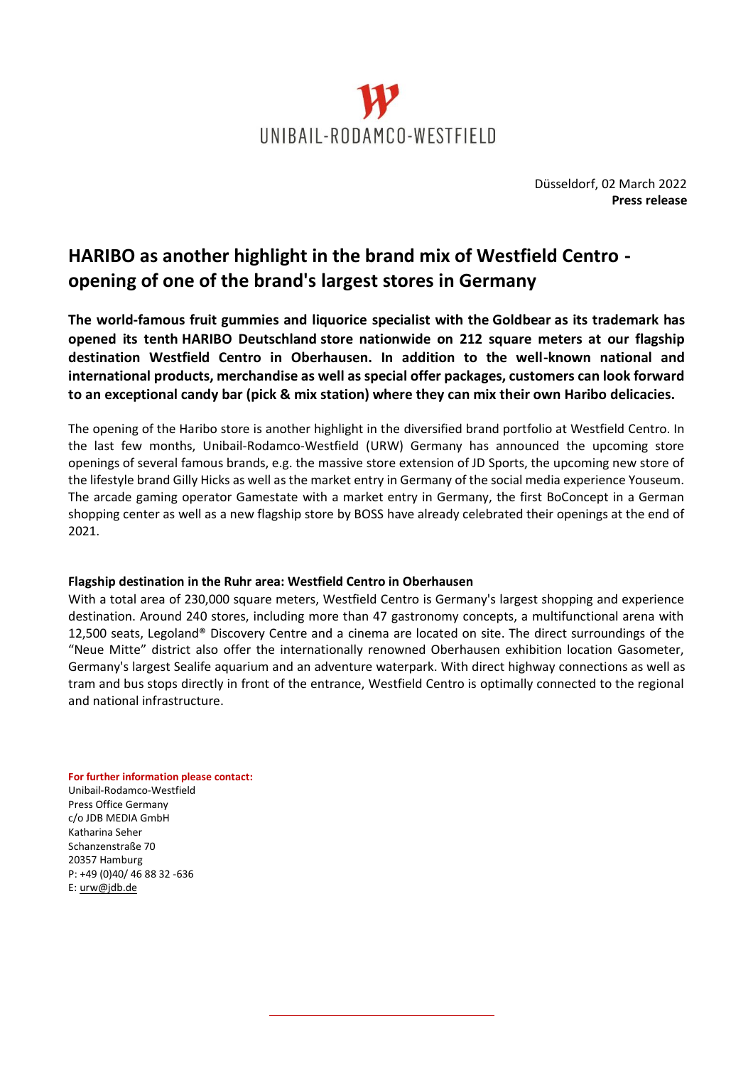UNIBAIL-RODAMCO-WESTFIELD

Düsseldorf, 02 March 2022
**Press release**

# HARIBO as another highlight in the brand mix of Westfield Centro - opening of one of the brand's largest stores in Germany

**The world-famous fruit gummies and liquorice specialist with the Goldbear as its trademark has opened its tenth HARIBO Deutschland store nationwide on 212 square meters at our flagship destination Westfield Centro in Oberhausen. In addition to the well-known national and international products, merchandise as well as special offer packages, customers can look forward to an exceptional candy bar (pick & mix station) where they can mix their own Haribo delicacies.**

The opening of the Haribo store is another highlight in the diversified brand portfolio at Westfield Centro. In the last few months, Unibail-Rodamco-Westfield (URW) Germany has announced the upcoming store openings of several famous brands, e.g. the massive store extension of JD Sports, the upcoming new store of the lifestyle brand Gilly Hicks as well as the market entry in Germany of the social media experience Youseum. The arcade gaming operator Gamestate with a market entry in Germany, the first BoConcept in a German shopping center as well as a new flagship store by BOSS have already celebrated their openings at the end of 2021.

**Flagship destination in the Ruhr area: Westfield Centro in Oberhausen**

With a total area of 230,000 square meters, Westfield Centro is Germany's largest shopping and experience destination. Around 240 stores, including more than 47 gastronomy concepts, a multifunctional arena with 12,500 seats, Legoland® Discovery Centre and a cinema are located on site. The direct surroundings of the "Neue Mitte" district also offer the internationally renowned Oberhausen exhibition location Gasometer, Germany's largest Sealife aquarium and an adventure waterpark. With direct highway connections as well as tram and bus stops directly in front of the entrance, Westfield Centro is optimally connected to the regional and national infrastructure.

**For further information please contact:**
Unibail-Rodamco-Westfield
Press Office Germany
c/o JDB MEDIA GmbH
Katharina Seher
Schanzenstraße 70
20357 Hamburg
P: +49 (0)40/ 46 88 32 -636
E: urw@jdb.de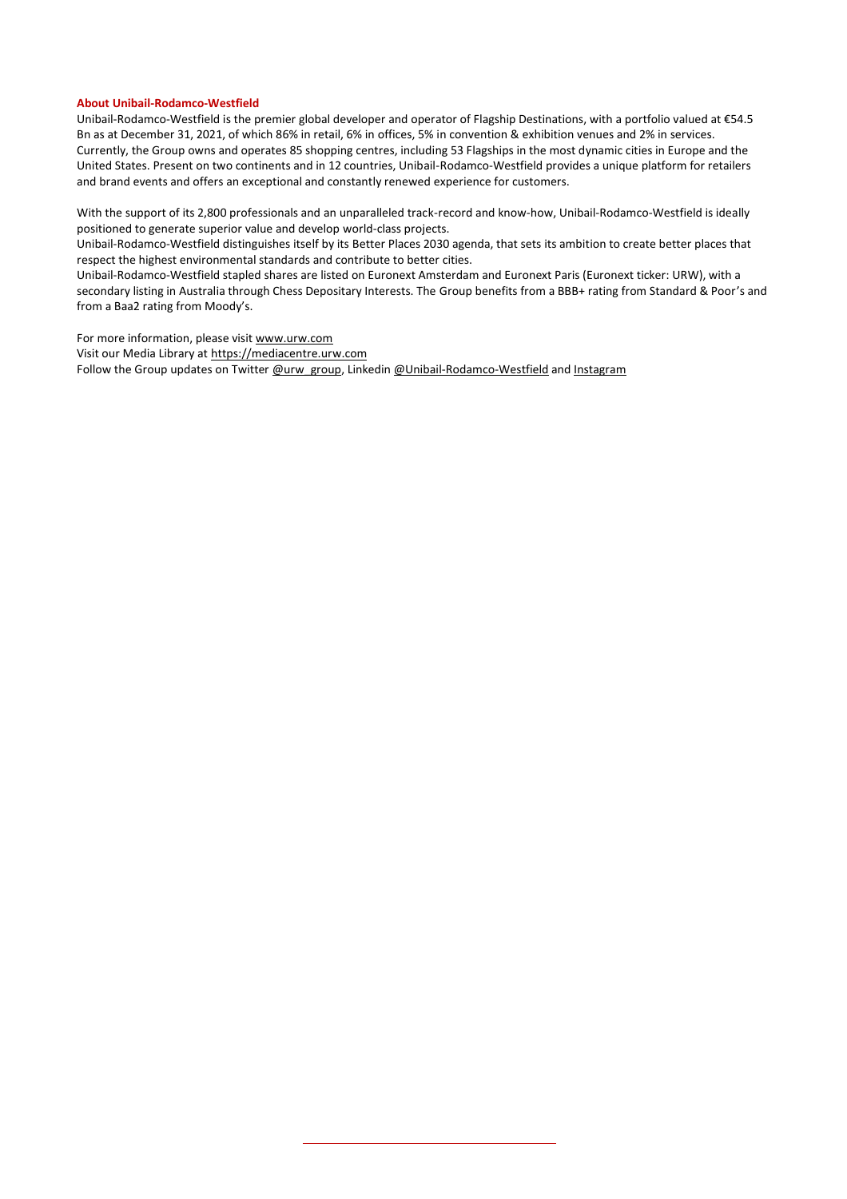**About Unibail-Rodamco-Westfield**

Unibail-Rodamco-Westfield is the premier global developer and operator of Flagship Destinations, with a portfolio valued at €54.5 Bn as at December 31, 2021, of which 86% in retail, 6% in offices, 5% in convention & exhibition venues and 2% in services. Currently, the Group owns and operates 85 shopping centres, including 53 Flagships in the most dynamic cities in Europe and the United States. Present on two continents and in 12 countries, Unibail-Rodamco-Westfield provides a unique platform for retailers and brand events and offers an exceptional and constantly renewed experience for customers.

With the support of its 2,800 professionals and an unparalleled track-record and know-how, Unibail-Rodamco-Westfield is ideally positioned to generate superior value and develop world-class projects.
Unibail-Rodamco-Westfield distinguishes itself by its Better Places 2030 agenda, that sets its ambition to create better places that respect the highest environmental standards and contribute to better cities.
Unibail-Rodamco-Westfield stapled shares are listed on Euronext Amsterdam and Euronext Paris (Euronext ticker: URW), with a secondary listing in Australia through Chess Depositary Interests. The Group benefits from a BBB+ rating from Standard & Poor's and from a Baa2 rating from Moody's.

For more information, please visit www.urw.com
Visit our Media Library at https://mediacentre.urw.com
Follow the Group updates on Twitter @urw_group, Linkedin @Unibail-Rodamco-Westfield and Instagram